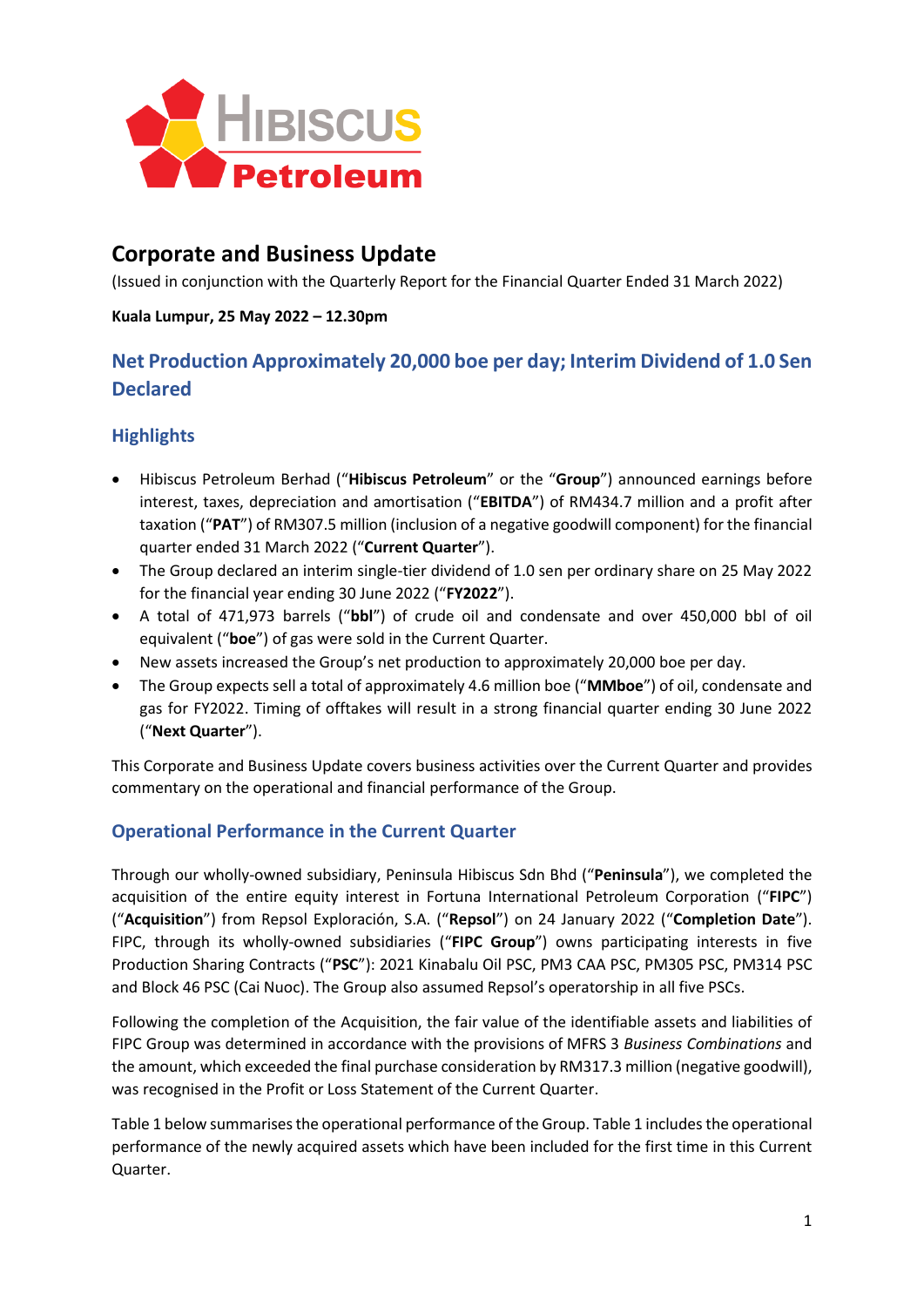# Corporate and Business Update

(Issued in conjunction with the Quarterly Report for the Financial Quarter Ended 31 March 2022)

**Kuala Lumpur, 25 May 2022 – 12.30pm**

## Net Production Approximately 20,000 boe per day; Interim Dividend of 1.0 Sen Declared

## Highlights

- Hibiscus Petroleum Berhad ("**Hibiscus Petroleum**" or the "**Group**") announced earnings before interest, taxes, depreciation and amortisation ("**EBITDA**") of RM434.7 million and a profit after taxation ("**PAT**") of RM307.5 million (inclusion of a negative goodwill component) for the financial quarter ended 31 March 2022 ("**Current Quarter**").
- The Group declared an interim single-tier dividend of 1.0 sen per ordinary share on 25 May 2022 for the financial year ending 30 June 2022 ("**FY2022**").
- A total of 471,973 barrels ("**bbl**") of crude oil and condensate and over 450,000 bbl of oil equivalent ("**boe**") of gas were sold in the Current Quarter.
- New assets increased the Group's net production to approximately 20,000 boe per day.
- The Group expects sell a total of approximately 4.6 million boe ("**MMboe**") of oil, condensate and gas for FY2022. Timing of offtakes will result in a strong financial quarter ending 30 June 2022 ("**Next Quarter**").

This Corporate and Business Update covers business activities over the Current Quarter and provides commentary on the operational and financial performance of the Group.

## Operational Performance in the Current Quarter

Through our wholly-owned subsidiary, Peninsula Hibiscus Sdn Bhd ("**Peninsula**"), we completed the acquisition of the entire equity interest in Fortuna International Petroleum Corporation ("**FIPC**") ("**Acquisition**") from Repsol Exploración, S.A. ("**Repsol**") on 24 January 2022 ("**Completion Date**"). FIPC, through its wholly-owned subsidiaries ("**FIPC Group**") owns participating interests in five Production Sharing Contracts ("**PSC**"): 2021 Kinabalu Oil PSC, PM3 CAA PSC, PM305 PSC, PM314 PSC and Block 46 PSC (Cai Nuoc). The Group also assumed Repsol's operatorship in all five PSCs.

Following the completion of the Acquisition, the fair value of the identifiable assets and liabilities of FIPC Group was determined in accordance with the provisions of MFRS 3 *Business Combinations* and the amount, which exceeded the final purchase consideration by RM317.3 million (negative goodwill), was recognised in the Profit or Loss Statement of the Current Quarter.

Table 1 below summarises the operational performance of the Group. Table 1 includes the operational performance of the newly acquired assets which have been included for the first time in this Current Quarter.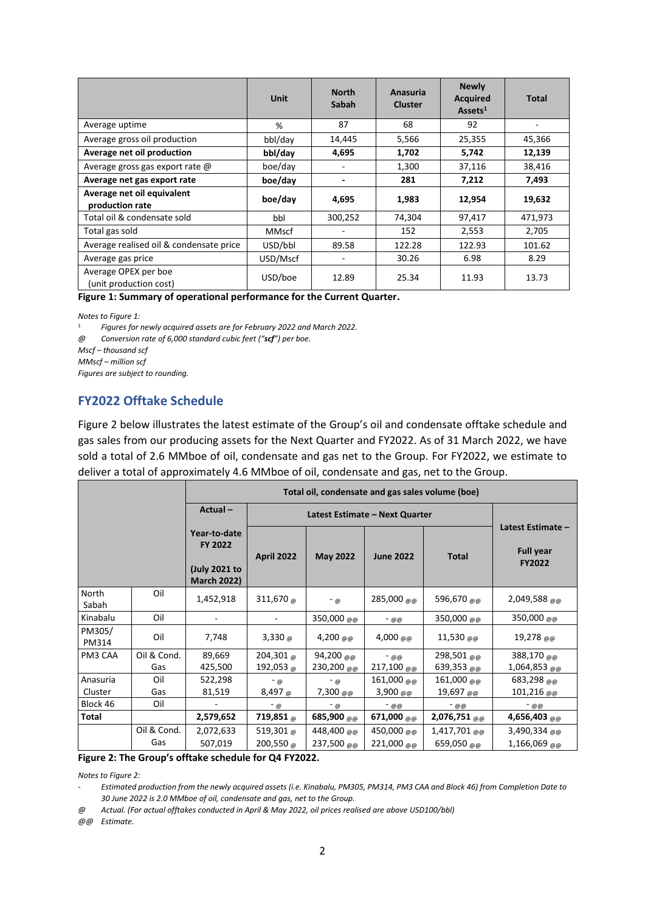| | Unit | North Sabah | Anasuria Cluster | Newly Acquired Assets[1] | Total |
|---|---|---|---|---|---|
| Average uptime | % | 87 | 68 | 92 | - |
| Average gross oil production | bbl/day | 14,445 | 5,566 | 25,355 | 45,366 |
| **Average net oil production** | **bbl/day** | **4,695** | **1,702** | **5,742** | **12,139** |
| Average gross gas export rate @ | boe/day | - | 1,300 | 37,116 | 38,416 |
| **Average net gas export rate** | **boe/day** | **-** | **281** | **7,212** | **7,493** |
| **Average net oil equivalent production rate** | **boe/day** | **4,695** | **1,983** | **12,954** | **19,632** |
| Total oil & condensate sold | bbl | 300,252 | 74,304 | 97,417 | 471,973 |
| Total gas sold | MMscf | - | 152 | 2,553 | 2,705 |
| Average realised oil & condensate price | USD/bbl | 89.58 | 122.28 | 122.93 | 101.62 |
| Average gas price | USD/Mscf | - | 30.26 | 6.98 | 8.29 |
| Average OPEX per boe (unit production cost) | USD/boe | 12.89 | 25.34 | 11.93 | 13.73 |

**Figure 1: Summary of operational performance for the Current Quarter.**

*Notes to Figure 1:*

[1] *Figures for newly acquired assets are for February 2022 and March 2022.*

@ *Conversion rate of 6,000 standard cubic feet ("**scf**") per boe.*

*Mscf – thousand scf*

*MMscf – million scf*

*Figures are subject to rounding.*

## FY2022 Offtake Schedule

Figure 2 below illustrates the latest estimate of the Group's oil and condensate offtake schedule and gas sales from our producing assets for the Next Quarter and FY2022. As of 31 March 2022, we have sold a total of 2.6 MMboe of oil, condensate and gas net to the Group. For FY2022, we estimate to deliver a total of approximately 4.6 MMboe of oil, condensate and gas, net to the Group.

| | | Total oil, condensate and gas sales volume (boe) | | | | | |
|---|---|---|---|---|---|---|---|
| | | Actual – Year-to-date FY 2022 (July 2021 to March 2022) | Latest Estimate – Next Quarter | | | | Latest Estimate – Full year FY2022 |
| | | | April 2022 | May 2022 | June 2022 | Total | |
| North Sabah | Oil | 1,452,918 | 311,670 @ | - @ | 285,000 @@ | 596,670 @@ | 2,049,588 @@ |
| Kinabalu | Oil | - | - | 350,000 @@ | - @@ | 350,000 @@ | 350,000 @@ |
| PM305/ PM314 | Oil | 7,748 | 3,330 @ | 4,200 @@ | 4,000 @@ | 11,530 @@ | 19,278 @@ |
| PM3 CAA | Oil & Cond. | 89,669 | 204,301 @ | 94,200 @@ | - @@ | 298,501 @@ | 388,170 @@ |
| | Gas | 425,500 | 192,053 @ | 230,200 @@ | 217,100 @@ | 639,353 @@ | 1,064,853 @@ |
| Anasuria Cluster | Oil | 522,298 | - @ | - @ | 161,000 @@ | 161,000 @@ | 683,298 @@ |
| | Gas | 81,519 | 8,497 @ | 7,300 @@ | 3,900 @@ | 19,697 @@ | 101,216 @@ |
| Block 46 | Oil | - | - @ | - @ | - @@ | - @@ | - @@ |
| **Total** | | **2,579,652** | **719,851** @ | **685,900** @@ | **671,000** @@ | **2,076,751** @@ | **4,656,403** @@ |
| | Oil & Cond. | 2,072,633 | 519,301 @ | 448,400 @@ | 450,000 @@ | 1,417,701 @@ | 3,490,334 @@ |
| | Gas | 507,019 | 200,550 @ | 237,500 @@ | 221,000 @@ | 659,050 @@ | 1,166,069 @@ |

**Figure 2: The Group's offtake schedule for Q4 FY2022.**

*Notes to Figure 2:*

- *Estimated production from the newly acquired assets (i.e. Kinabalu, PM305, PM314, PM3 CAA and Block 46) from Completion Date to 30 June 2022 is 2.0 MMboe of oil, condensate and gas, net to the Group.*

@ *Actual. (For actual offtakes conducted in April & May 2022, oil prices realised are above USD100/bbl)*

@@ *Estimate.*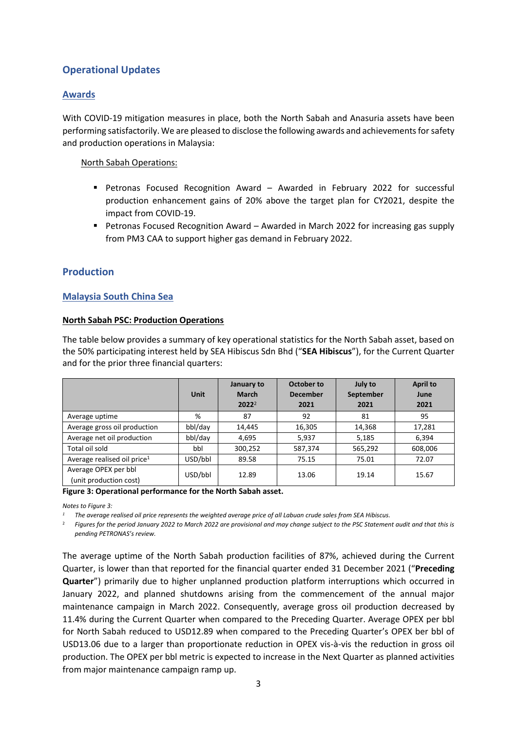## Operational Updates

### Awards

With COVID-19 mitigation measures in place, both the North Sabah and Anasuria assets have been performing satisfactorily. We are pleased to disclose the following awards and achievements for safety and production operations in Malaysia:

North Sabah Operations:

- Petronas Focused Recognition Award – Awarded in February 2022 for successful production enhancement gains of 20% above the target plan for CY2021, despite the impact from COVID-19.
- Petronas Focused Recognition Award – Awarded in March 2022 for increasing gas supply from PM3 CAA to support higher gas demand in February 2022.

## Production

### Malaysia South China Sea

**North Sabah PSC: Production Operations**

The table below provides a summary of key operational statistics for the North Sabah asset, based on the 50% participating interest held by SEA Hibiscus Sdn Bhd ("**SEA Hibiscus**"), for the Current Quarter and for the prior three financial quarters:

| | Unit | January to March 2022[2] | October to December 2021 | July to September 2021 | April to June 2021 |
|---|---|---|---|---|---|
| Average uptime | % | 87 | 92 | 81 | 95 |
| Average gross oil production | bbl/day | 14,445 | 16,305 | 14,368 | 17,281 |
| Average net oil production | bbl/day | 4,695 | 5,937 | 5,185 | 6,394 |
| Total oil sold | bbl | 300,252 | 587,374 | 565,292 | 608,006 |
| Average realised oil price[1] | USD/bbl | 89.58 | 75.15 | 75.01 | 72.07 |
| Average OPEX per bbl (unit production cost) | USD/bbl | 12.89 | 13.06 | 19.14 | 15.67 |

**Figure 3: Operational performance for the North Sabah asset.**

*Notes to Figure 3:*

[1] *The average realised oil price represents the weighted average price of all Labuan crude sales from SEA Hibiscus.*

[2] *Figures for the period January 2022 to March 2022 are provisional and may change subject to the PSC Statement audit and that this is pending PETRONAS's review.*

The average uptime of the North Sabah production facilities of 87%, achieved during the Current Quarter, is lower than that reported for the financial quarter ended 31 December 2021 ("**Preceding Quarter**") primarily due to higher unplanned production platform interruptions which occurred in January 2022, and planned shutdowns arising from the commencement of the annual major maintenance campaign in March 2022. Consequently, average gross oil production decreased by 11.4% during the Current Quarter when compared to the Preceding Quarter. Average OPEX per bbl for North Sabah reduced to USD12.89 when compared to the Preceding Quarter's OPEX ber bbl of USD13.06 due to a larger than proportionate reduction in OPEX vis-à-vis the reduction in gross oil production. The OPEX per bbl metric is expected to increase in the Next Quarter as planned activities from major maintenance campaign ramp up.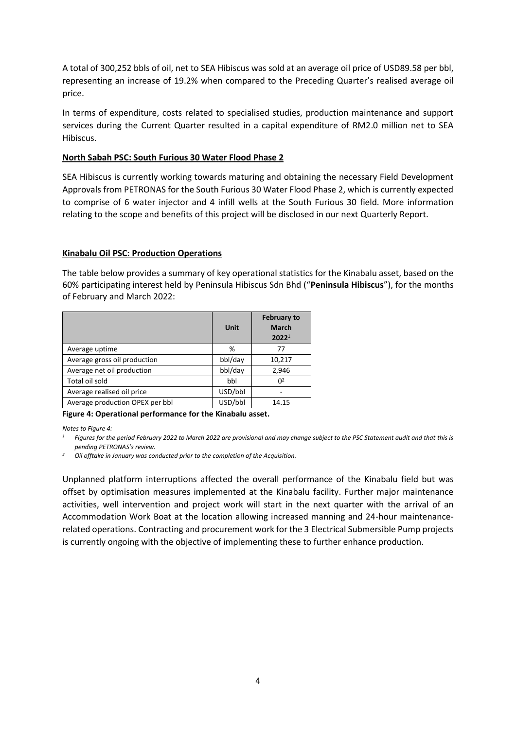A total of 300,252 bbls of oil, net to SEA Hibiscus was sold at an average oil price of USD89.58 per bbl, representing an increase of 19.2% when compared to the Preceding Quarter's realised average oil price.

In terms of expenditure, costs related to specialised studies, production maintenance and support services during the Current Quarter resulted in a capital expenditure of RM2.0 million net to SEA Hibiscus.

**North Sabah PSC: South Furious 30 Water Flood Phase 2**

SEA Hibiscus is currently working towards maturing and obtaining the necessary Field Development Approvals from PETRONAS for the South Furious 30 Water Flood Phase 2, which is currently expected to comprise of 6 water injector and 4 infill wells at the South Furious 30 field. More information relating to the scope and benefits of this project will be disclosed in our next Quarterly Report.

**Kinabalu Oil PSC: Production Operations**

The table below provides a summary of key operational statistics for the Kinabalu asset, based on the 60% participating interest held by Peninsula Hibiscus Sdn Bhd ("**Peninsula Hibiscus**"), for the months of February and March 2022:

| | Unit | February to March 2022[1] |
|---|---|---|
| Average uptime | % | 77 |
| Average gross oil production | bbl/day | 10,217 |
| Average net oil production | bbl/day | 2,946 |
| Total oil sold | bbl | 0[2] |
| Average realised oil price | USD/bbl | - |
| Average production OPEX per bbl | USD/bbl | 14.15 |

**Figure 4: Operational performance for the Kinabalu asset.**

*Notes to Figure 4:*

*[1] Figures for the period February 2022 to March 2022 are provisional and may change subject to the PSC Statement audit and that this is pending PETRONAS's review.*

*[2] Oil offtake in January was conducted prior to the completion of the Acquisition.*

Unplanned platform interruptions affected the overall performance of the Kinabalu field but was offset by optimisation measures implemented at the Kinabalu facility. Further major maintenance activities, well intervention and project work will start in the next quarter with the arrival of an Accommodation Work Boat at the location allowing increased manning and 24-hour maintenance-related operations. Contracting and procurement work for the 3 Electrical Submersible Pump projects is currently ongoing with the objective of implementing these to further enhance production.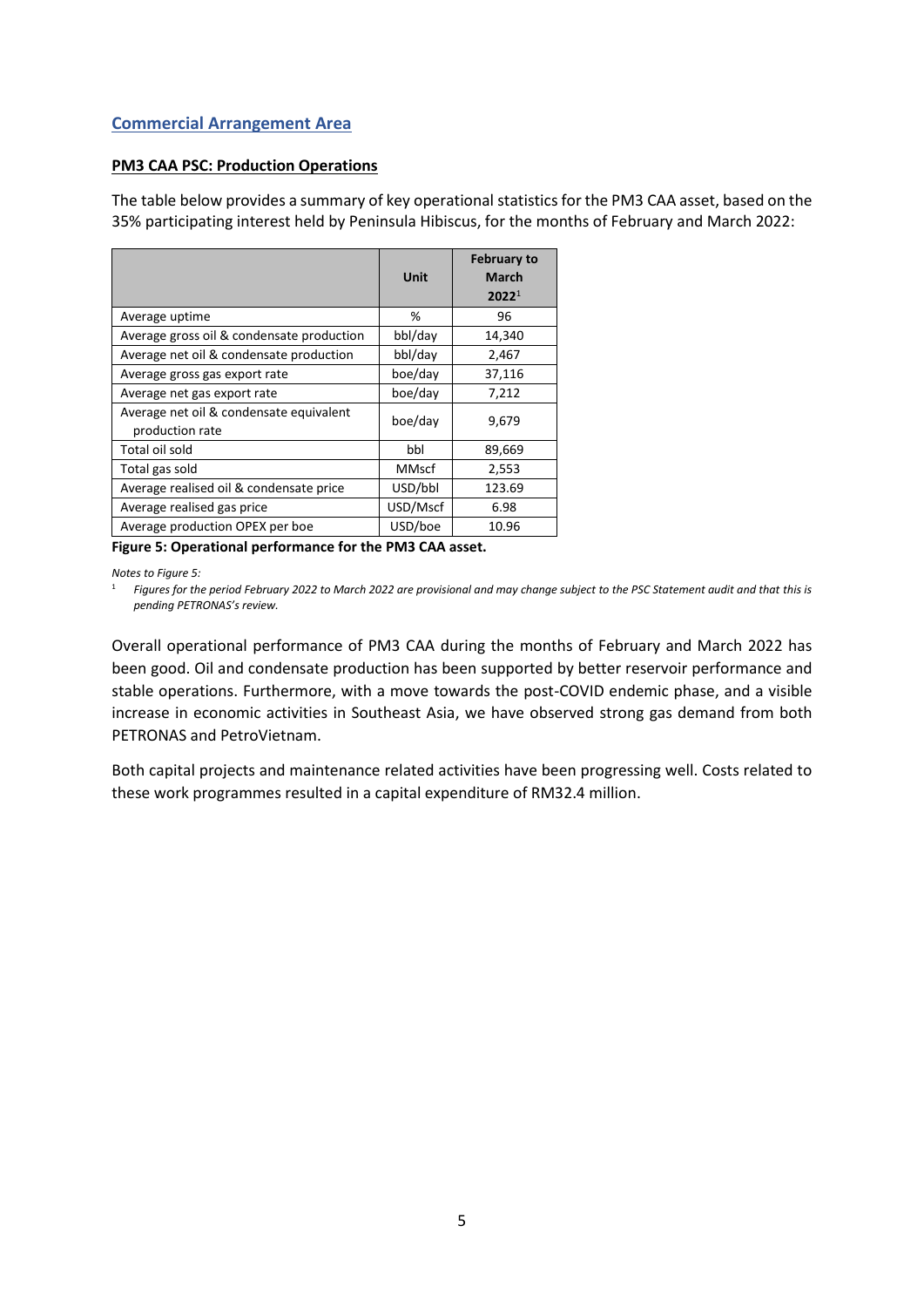## Commercial Arrangement Area

**PM3 CAA PSC: Production Operations**

The table below provides a summary of key operational statistics for the PM3 CAA asset, based on the 35% participating interest held by Peninsula Hibiscus, for the months of February and March 2022:

| | Unit | February to March 2022[1] |
|---|---|---|
| Average uptime | % | 96 |
| Average gross oil & condensate production | bbl/day | 14,340 |
| Average net oil & condensate production | bbl/day | 2,467 |
| Average gross gas export rate | boe/day | 37,116 |
| Average net gas export rate | boe/day | 7,212 |
| Average net oil & condensate equivalent production rate | boe/day | 9,679 |
| Total oil sold | bbl | 89,669 |
| Total gas sold | MMscf | 2,553 |
| Average realised oil & condensate price | USD/bbl | 123.69 |
| Average realised gas price | USD/Mscf | 6.98 |
| Average production OPEX per boe | USD/boe | 10.96 |

**Figure 5: Operational performance for the PM3 CAA asset.**

*Notes to Figure 5:*

[1] *Figures for the period February 2022 to March 2022 are provisional and may change subject to the PSC Statement audit and that this is pending PETRONAS's review.*

Overall operational performance of PM3 CAA during the months of February and March 2022 has been good. Oil and condensate production has been supported by better reservoir performance and stable operations. Furthermore, with a move towards the post-COVID endemic phase, and a visible increase in economic activities in Southeast Asia, we have observed strong gas demand from both PETRONAS and PetroVietnam.

Both capital projects and maintenance related activities have been progressing well. Costs related to these work programmes resulted in a capital expenditure of RM32.4 million.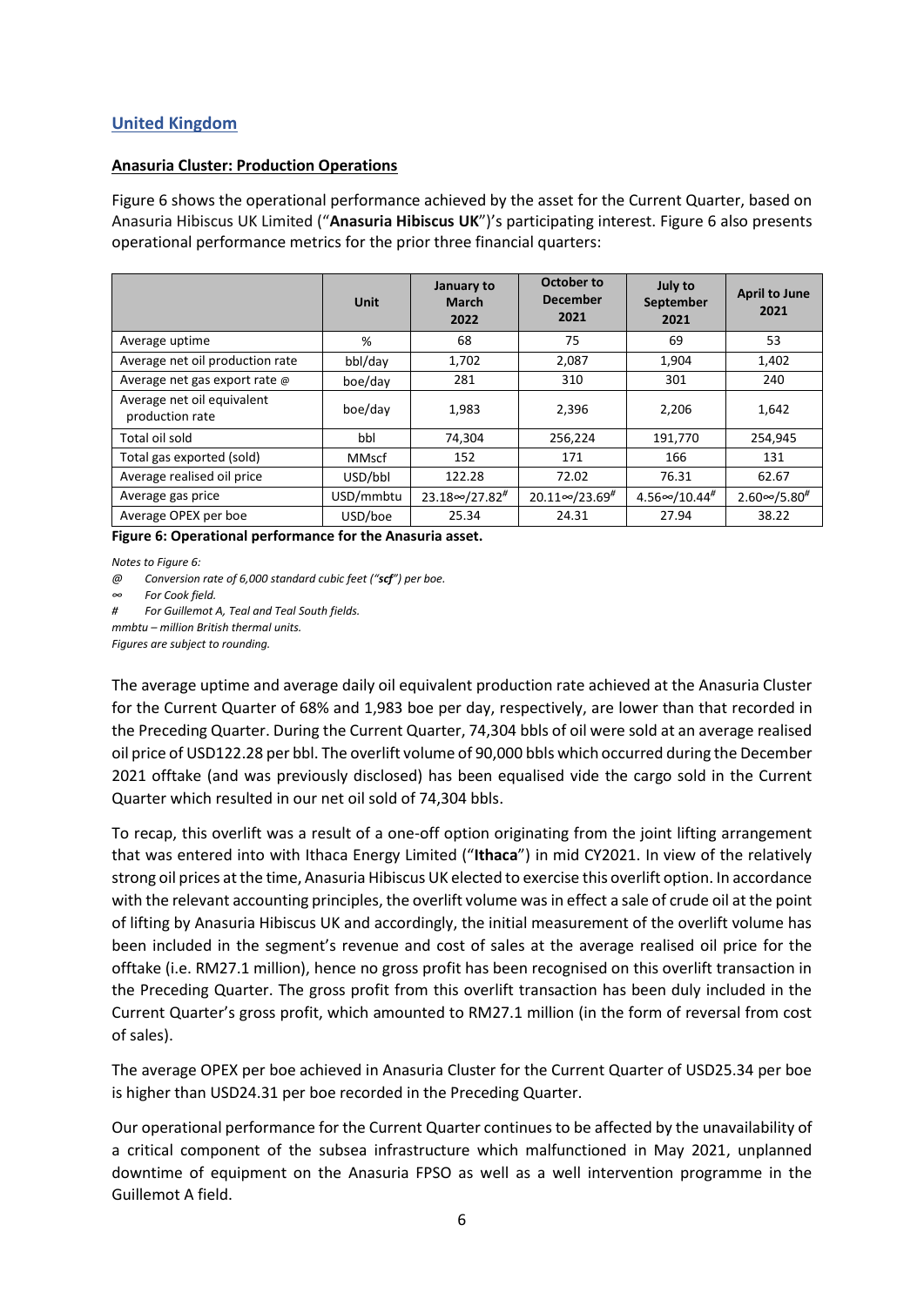## United Kingdom

**Anasuria Cluster: Production Operations**

Figure 6 shows the operational performance achieved by the asset for the Current Quarter, based on Anasuria Hibiscus UK Limited ("**Anasuria Hibiscus UK**")'s participating interest. Figure 6 also presents operational performance metrics for the prior three financial quarters:

| | Unit | January to March 2022 | October to December 2021 | July to September 2021 | April to June 2021 |
|---|---|---|---|---|---|
| Average uptime | % | 68 | 75 | 69 | 53 |
| Average net oil production rate | bbl/day | 1,702 | 2,087 | 1,904 | 1,402 |
| Average net gas export rate @ | boe/day | 281 | 310 | 301 | 240 |
| Average net oil equivalent production rate | boe/day | 1,983 | 2,396 | 2,206 | 1,642 |
| Total oil sold | bbl | 74,304 | 256,224 | 191,770 | 254,945 |
| Total gas exported (sold) | MMscf | 152 | 171 | 166 | 131 |
| Average realised oil price | USD/bbl | 122.28 | 72.02 | 76.31 | 62.67 |
| Average gas price | USD/mmbtu | 23.18∞/27.82# | 20.11∞/23.69# | 4.56∞/10.44# | 2.60∞/5.80# |
| Average OPEX per boe | USD/boe | 25.34 | 24.31 | 27.94 | 38.22 |

**Figure 6: Operational performance for the Anasuria asset.**

*Notes to Figure 6:*

*@ Conversion rate of 6,000 standard cubic feet ("scf") per boe.*

*∞ For Cook field.*

*# For Guillemot A, Teal and Teal South fields.*

*mmbtu – million British thermal units.*

*Figures are subject to rounding.*

The average uptime and average daily oil equivalent production rate achieved at the Anasuria Cluster for the Current Quarter of 68% and 1,983 boe per day, respectively, are lower than that recorded in the Preceding Quarter. During the Current Quarter, 74,304 bbls of oil were sold at an average realised oil price of USD122.28 per bbl. The overlift volume of 90,000 bbls which occurred during the December 2021 offtake (and was previously disclosed) has been equalised vide the cargo sold in the Current Quarter which resulted in our net oil sold of 74,304 bbls.

To recap, this overlift was a result of a one-off option originating from the joint lifting arrangement that was entered into with Ithaca Energy Limited ("**Ithaca**") in mid CY2021. In view of the relatively strong oil prices at the time, Anasuria Hibiscus UK elected to exercise this overlift option. In accordance with the relevant accounting principles, the overlift volume was in effect a sale of crude oil at the point of lifting by Anasuria Hibiscus UK and accordingly, the initial measurement of the overlift volume has been included in the segment's revenue and cost of sales at the average realised oil price for the offtake (i.e. RM27.1 million), hence no gross profit has been recognised on this overlift transaction in the Preceding Quarter. The gross profit from this overlift transaction has been duly included in the Current Quarter's gross profit, which amounted to RM27.1 million (in the form of reversal from cost of sales).

The average OPEX per boe achieved in Anasuria Cluster for the Current Quarter of USD25.34 per boe is higher than USD24.31 per boe recorded in the Preceding Quarter.

Our operational performance for the Current Quarter continues to be affected by the unavailability of a critical component of the subsea infrastructure which malfunctioned in May 2021, unplanned downtime of equipment on the Anasuria FPSO as well as a well intervention programme in the Guillemot A field.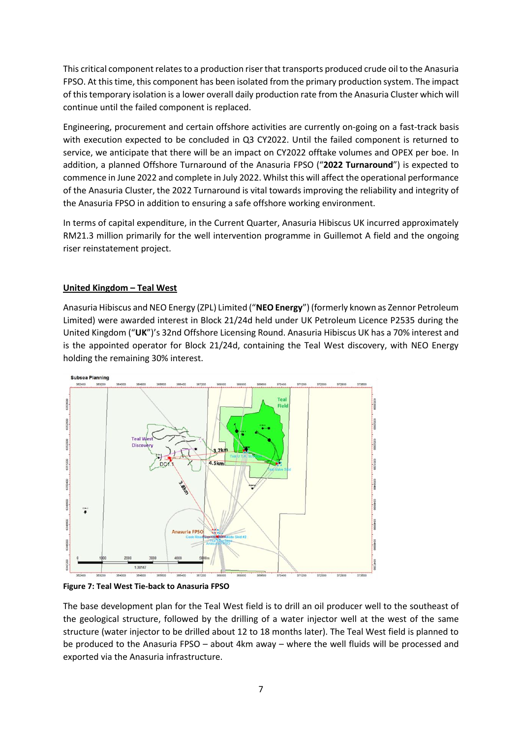This critical component relates to a production riser that transports produced crude oil to the Anasuria FPSO. At this time, this component has been isolated from the primary production system. The impact of this temporary isolation is a lower overall daily production rate from the Anasuria Cluster which will continue until the failed component is replaced.

Engineering, procurement and certain offshore activities are currently on-going on a fast-track basis with execution expected to be concluded in Q3 CY2022. Until the failed component is returned to service, we anticipate that there will be an impact on CY2022 offtake volumes and OPEX per boe. In addition, a planned Offshore Turnaround of the Anasuria FPSO ("**2022 Turnaround**") is expected to commence in June 2022 and complete in July 2022. Whilst this will affect the operational performance of the Anasuria Cluster, the 2022 Turnaround is vital towards improving the reliability and integrity of the Anasuria FPSO in addition to ensuring a safe offshore working environment.

In terms of capital expenditure, in the Current Quarter, Anasuria Hibiscus UK incurred approximately RM21.3 million primarily for the well intervention programme in Guillemot A field and the ongoing riser reinstatement project.

## United Kingdom – Teal West

Anasuria Hibiscus and NEO Energy (ZPL) Limited ("**NEO Energy**") (formerly known as Zennor Petroleum Limited) were awarded interest in Block 21/24d held under UK Petroleum Licence P2535 during the United Kingdom ("**UK**")'s 32nd Offshore Licensing Round. Anasuria Hibiscus UK has a 70% interest and is the appointed operator for Block 21/24d, containing the Teal West discovery, with NEO Energy holding the remaining 30% interest.

**Figure 7: Teal West Tie-back to Anasuria FPSO**

The base development plan for the Teal West field is to drill an oil producer well to the southeast of the geological structure, followed by the drilling of a water injector well at the west of the same structure (water injector to be drilled about 12 to 18 months later). The Teal West field is planned to be produced to the Anasuria FPSO – about 4km away – where the well fluids will be processed and exported via the Anasuria infrastructure.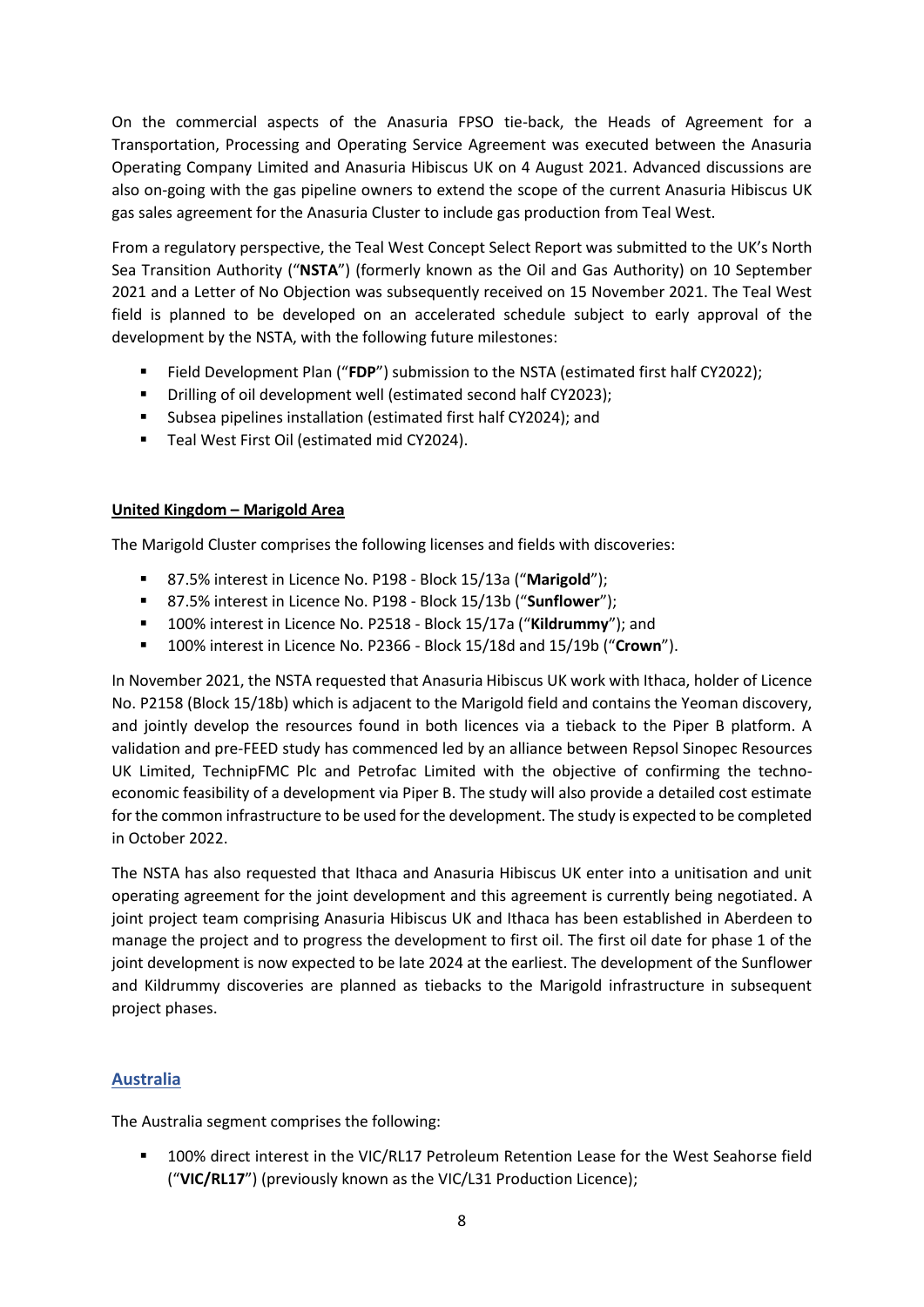On the commercial aspects of the Anasuria FPSO tie-back, the Heads of Agreement for a Transportation, Processing and Operating Service Agreement was executed between the Anasuria Operating Company Limited and Anasuria Hibiscus UK on 4 August 2021. Advanced discussions are also on-going with the gas pipeline owners to extend the scope of the current Anasuria Hibiscus UK gas sales agreement for the Anasuria Cluster to include gas production from Teal West.

From a regulatory perspective, the Teal West Concept Select Report was submitted to the UK's North Sea Transition Authority ("**NSTA**") (formerly known as the Oil and Gas Authority) on 10 September 2021 and a Letter of No Objection was subsequently received on 15 November 2021. The Teal West field is planned to be developed on an accelerated schedule subject to early approval of the development by the NSTA, with the following future milestones:

- Field Development Plan ("**FDP**") submission to the NSTA (estimated first half CY2022);
- Drilling of oil development well (estimated second half CY2023);
- Subsea pipelines installation (estimated first half CY2024); and
- Teal West First Oil (estimated mid CY2024).

**United Kingdom – Marigold Area**

The Marigold Cluster comprises the following licenses and fields with discoveries:

- 87.5% interest in Licence No. P198 - Block 15/13a ("**Marigold**");
- 87.5% interest in Licence No. P198 - Block 15/13b ("**Sunflower**");
- 100% interest in Licence No. P2518 - Block 15/17a ("**Kildrummy**"); and
- 100% interest in Licence No. P2366 - Block 15/18d and 15/19b ("**Crown**").

In November 2021, the NSTA requested that Anasuria Hibiscus UK work with Ithaca, holder of Licence No. P2158 (Block 15/18b) which is adjacent to the Marigold field and contains the Yeoman discovery, and jointly develop the resources found in both licences via a tieback to the Piper B platform. A validation and pre-FEED study has commenced led by an alliance between Repsol Sinopec Resources UK Limited, TechnipFMC Plc and Petrofac Limited with the objective of confirming the techno-economic feasibility of a development via Piper B. The study will also provide a detailed cost estimate for the common infrastructure to be used for the development. The study is expected to be completed in October 2022.

The NSTA has also requested that Ithaca and Anasuria Hibiscus UK enter into a unitisation and unit operating agreement for the joint development and this agreement is currently being negotiated. A joint project team comprising Anasuria Hibiscus UK and Ithaca has been established in Aberdeen to manage the project and to progress the development to first oil. The first oil date for phase 1 of the joint development is now expected to be late 2024 at the earliest. The development of the Sunflower and Kildrummy discoveries are planned as tiebacks to the Marigold infrastructure in subsequent project phases.

## Australia

The Australia segment comprises the following:

- 100% direct interest in the VIC/RL17 Petroleum Retention Lease for the West Seahorse field ("**VIC/RL17**") (previously known as the VIC/L31 Production Licence);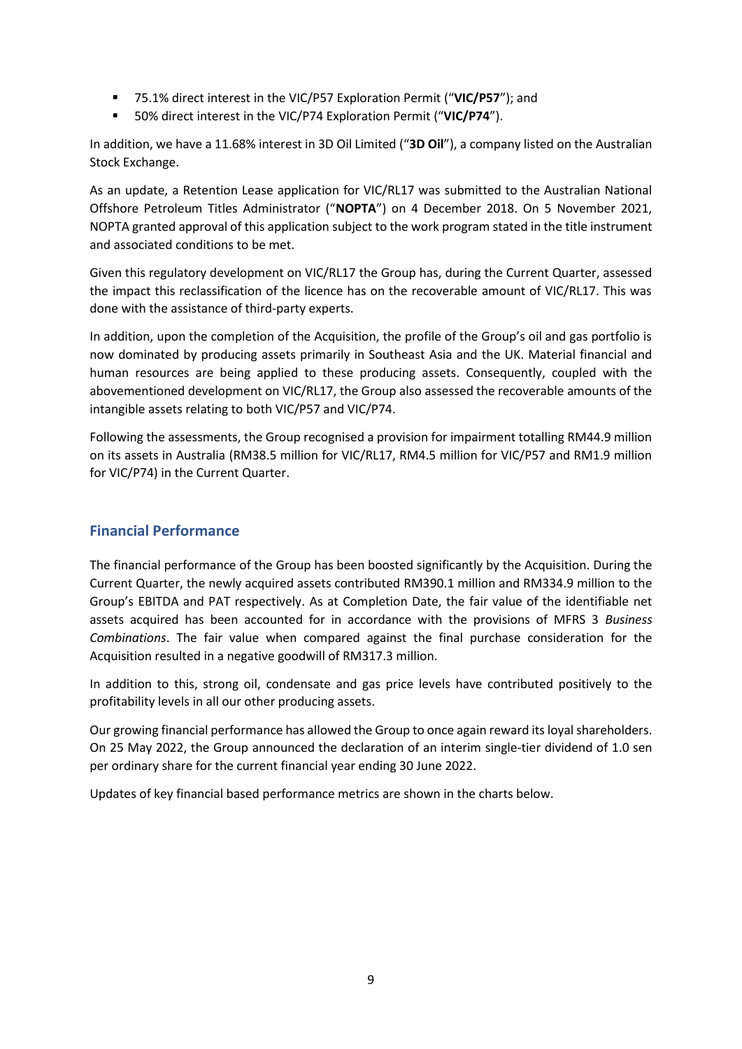- 75.1% direct interest in the VIC/P57 Exploration Permit ("**VIC/P57**"); and
- 50% direct interest in the VIC/P74 Exploration Permit ("**VIC/P74**").

In addition, we have a 11.68% interest in 3D Oil Limited ("**3D Oil**"), a company listed on the Australian Stock Exchange.

As an update, a Retention Lease application for VIC/RL17 was submitted to the Australian National Offshore Petroleum Titles Administrator ("**NOPTA**") on 4 December 2018. On 5 November 2021, NOPTA granted approval of this application subject to the work program stated in the title instrument and associated conditions to be met.

Given this regulatory development on VIC/RL17 the Group has, during the Current Quarter, assessed the impact this reclassification of the licence has on the recoverable amount of VIC/RL17. This was done with the assistance of third-party experts.

In addition, upon the completion of the Acquisition, the profile of the Group's oil and gas portfolio is now dominated by producing assets primarily in Southeast Asia and the UK. Material financial and human resources are being applied to these producing assets. Consequently, coupled with the abovementioned development on VIC/RL17, the Group also assessed the recoverable amounts of the intangible assets relating to both VIC/P57 and VIC/P74.

Following the assessments, the Group recognised a provision for impairment totalling RM44.9 million on its assets in Australia (RM38.5 million for VIC/RL17, RM4.5 million for VIC/P57 and RM1.9 million for VIC/P74) in the Current Quarter.

## Financial Performance

The financial performance of the Group has been boosted significantly by the Acquisition. During the Current Quarter, the newly acquired assets contributed RM390.1 million and RM334.9 million to the Group's EBITDA and PAT respectively. As at Completion Date, the fair value of the identifiable net assets acquired has been accounted for in accordance with the provisions of MFRS 3 *Business Combinations*. The fair value when compared against the final purchase consideration for the Acquisition resulted in a negative goodwill of RM317.3 million.

In addition to this, strong oil, condensate and gas price levels have contributed positively to the profitability levels in all our other producing assets.

Our growing financial performance has allowed the Group to once again reward its loyal shareholders. On 25 May 2022, the Group announced the declaration of an interim single-tier dividend of 1.0 sen per ordinary share for the current financial year ending 30 June 2022.

Updates of key financial based performance metrics are shown in the charts below.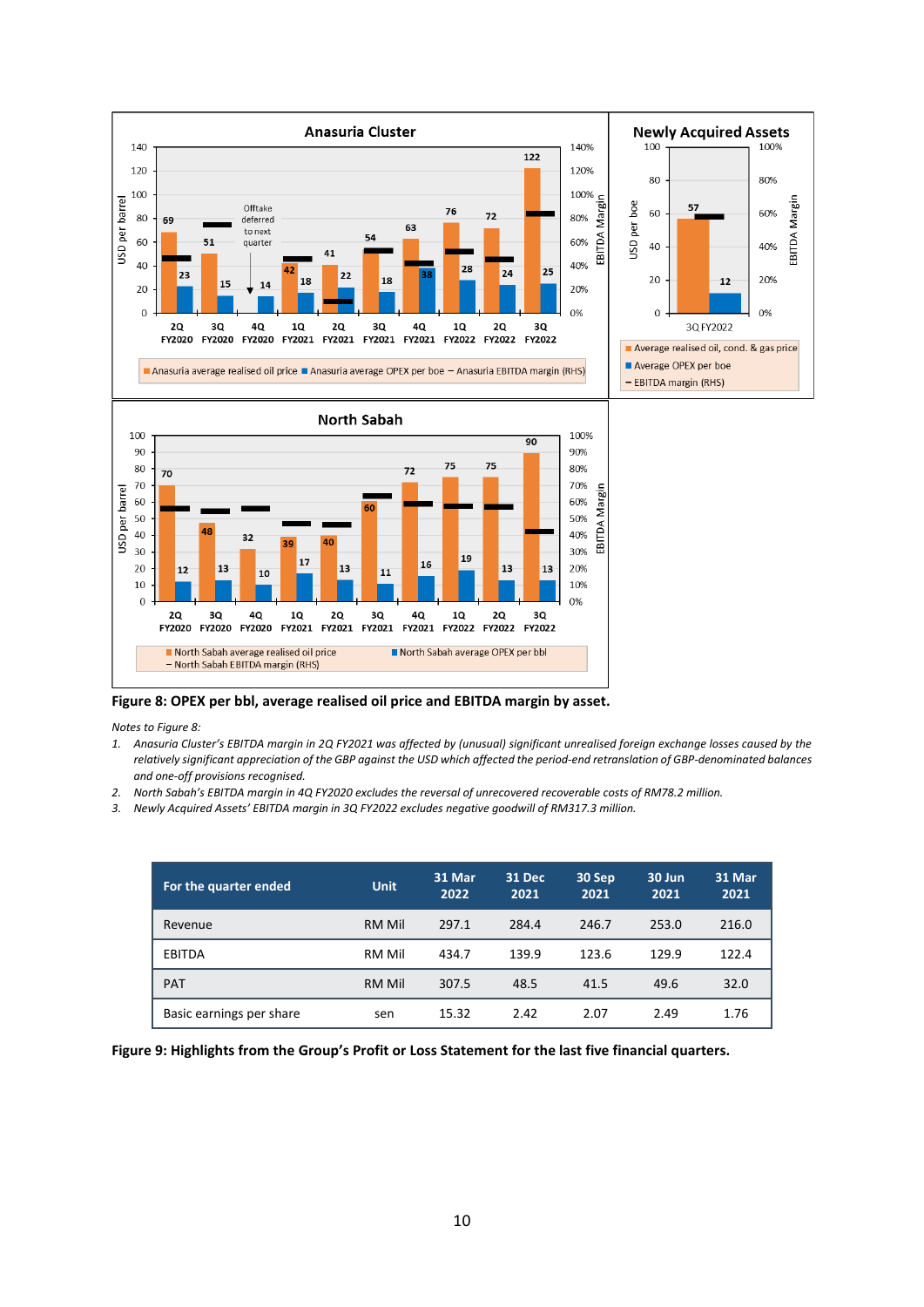**Figure 8: OPEX per bbl, average realised oil price and EBITDA margin by asset.**

*Notes to Figure 8:*

1. *Anasuria Cluster's EBITDA margin in 2Q FY2021 was affected by (unusual) significant unrealised foreign exchange losses caused by the relatively significant appreciation of the GBP against the USD which affected the period-end retranslation of GBP-denominated balances and one-off provisions recognised.*
2. *North Sabah's EBITDA margin in 4Q FY2020 excludes the reversal of unrecovered recoverable costs of RM78.2 million.*
3. *Newly Acquired Assets' EBITDA margin in 3Q FY2022 excludes negative goodwill of RM317.3 million.*

| For the quarter ended | Unit | 31 Mar 2022 | 31 Dec 2021 | 30 Sep 2021 | 30 Jun 2021 | 31 Mar 2021 |
|---|---|---|---|---|---|---|
| Revenue | RM Mil | 297.1 | 284.4 | 246.7 | 253.0 | 216.0 |
| EBITDA | RM Mil | 434.7 | 139.9 | 123.6 | 129.9 | 122.4 |
| PAT | RM Mil | 307.5 | 48.5 | 41.5 | 49.6 | 32.0 |
| Basic earnings per share | sen | 15.32 | 2.42 | 2.07 | 2.49 | 1.76 |

**Figure 9: Highlights from the Group's Profit or Loss Statement for the last five financial quarters.**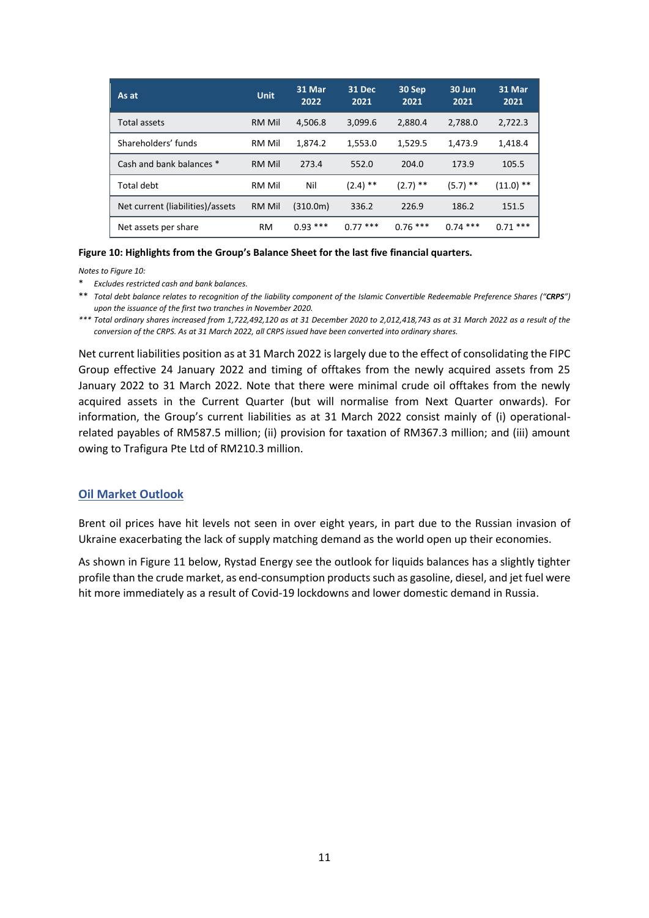| As at | Unit | 31 Mar 2022 | 31 Dec 2021 | 30 Sep 2021 | 30 Jun 2021 | 31 Mar 2021 |
|---|---|---|---|---|---|---|
| Total assets | RM Mil | 4,506.8 | 3,099.6 | 2,880.4 | 2,788.0 | 2,722.3 |
| Shareholders' funds | RM Mil | 1,874.2 | 1,553.0 | 1,529.5 | 1,473.9 | 1,418.4 |
| Cash and bank balances * | RM Mil | 273.4 | 552.0 | 204.0 | 173.9 | 105.5 |
| Total debt | RM Mil | Nil | (2.4) ** | (2.7) ** | (5.7) ** | (11.0) ** |
| Net current (liabilities)/assets | RM Mil | (310.0m) | 336.2 | 226.9 | 186.2 | 151.5 |
| Net assets per share | RM | 0.93 *** | 0.77 *** | 0.76 *** | 0.74 *** | 0.71 *** |

**Figure 10: Highlights from the Group's Balance Sheet for the last five financial quarters.**

*Notes to Figure 10:*

\* *Excludes restricted cash and bank balances.*

\*\* *Total debt balance relates to recognition of the liability component of the Islamic Convertible Redeemable Preference Shares ("**CRPS**") upon the issuance of the first two tranches in November 2020.*

\*\*\* *Total ordinary shares increased from 1,722,492,120 as at 31 December 2020 to 2,012,418,743 as at 31 March 2022 as a result of the conversion of the CRPS. As at 31 March 2022, all CRPS issued have been converted into ordinary shares.*

Net current liabilities position as at 31 March 2022 is largely due to the effect of consolidating the FIPC Group effective 24 January 2022 and timing of offtakes from the newly acquired assets from 25 January 2022 to 31 March 2022. Note that there were minimal crude oil offtakes from the newly acquired assets in the Current Quarter (but will normalise from Next Quarter onwards). For information, the Group's current liabilities as at 31 March 2022 consist mainly of (i) operational-related payables of RM587.5 million; (ii) provision for taxation of RM367.3 million; and (iii) amount owing to Trafigura Pte Ltd of RM210.3 million.

## Oil Market Outlook

Brent oil prices have hit levels not seen in over eight years, in part due to the Russian invasion of Ukraine exacerbating the lack of supply matching demand as the world open up their economies.

As shown in Figure 11 below, Rystad Energy see the outlook for liquids balances has a slightly tighter profile than the crude market, as end-consumption products such as gasoline, diesel, and jet fuel were hit more immediately as a result of Covid-19 lockdowns and lower domestic demand in Russia.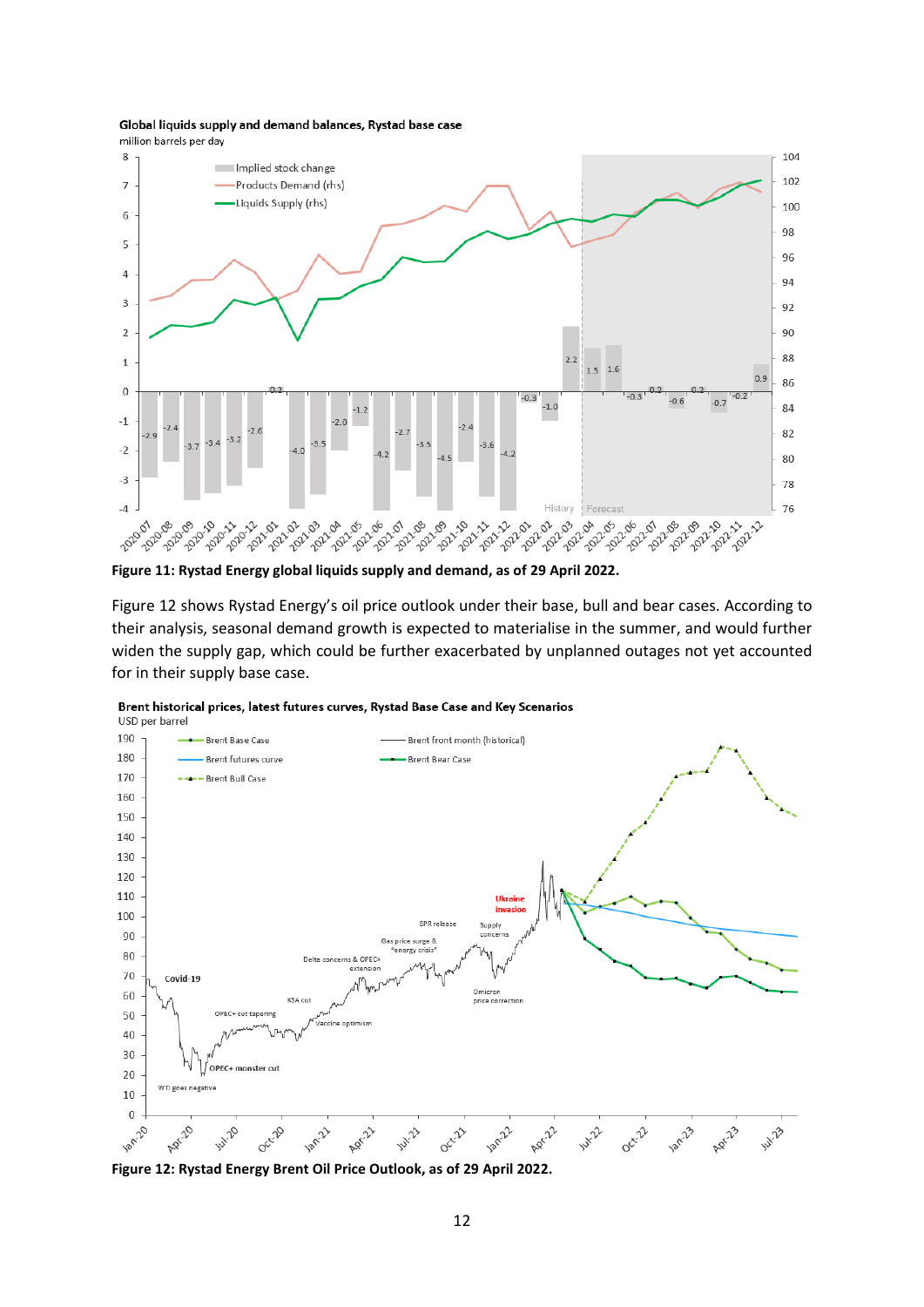Figure 11: Rystad Energy global liquids supply and demand, as of 29 April 2022.

Figure 12 shows Rystad Energy's oil price outlook under their base, bull and bear cases. According to their analysis, seasonal demand growth is expected to materialise in the summer, and would further widen the supply gap, which could be further exacerbated by unplanned outages not yet accounted for in their supply base case.

Figure 12: Rystad Energy Brent Oil Price Outlook, as of 29 April 2022.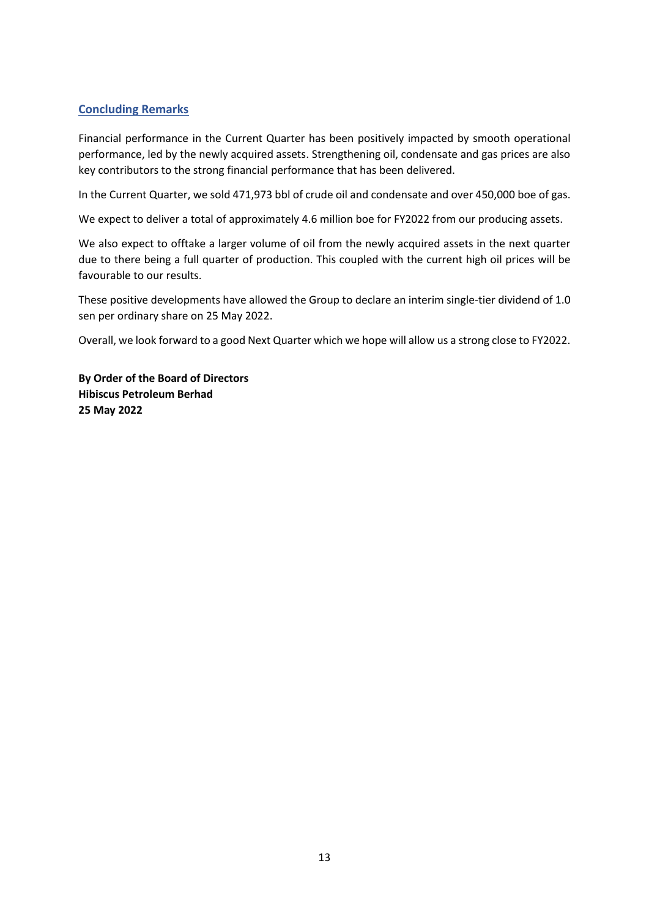## Concluding Remarks

Financial performance in the Current Quarter has been positively impacted by smooth operational performance, led by the newly acquired assets. Strengthening oil, condensate and gas prices are also key contributors to the strong financial performance that has been delivered.

In the Current Quarter, we sold 471,973 bbl of crude oil and condensate and over 450,000 boe of gas.

We expect to deliver a total of approximately 4.6 million boe for FY2022 from our producing assets.

We also expect to offtake a larger volume of oil from the newly acquired assets in the next quarter due to there being a full quarter of production. This coupled with the current high oil prices will be favourable to our results.

These positive developments have allowed the Group to declare an interim single-tier dividend of 1.0 sen per ordinary share on 25 May 2022.

Overall, we look forward to a good Next Quarter which we hope will allow us a strong close to FY2022.

**By Order of the Board of Directors**
**Hibiscus Petroleum Berhad**
**25 May 2022**